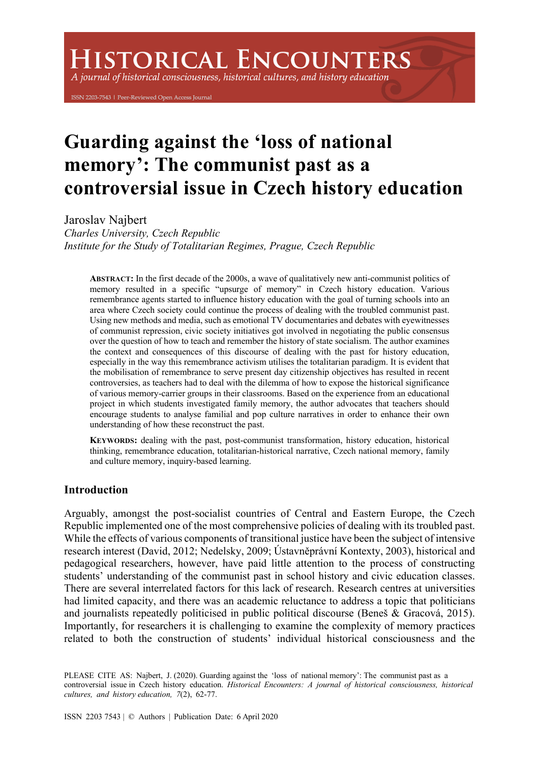# Guarding against the 'loss of national memory': The communist past as a controversial issue in Czech history education

Jaroslav Najbert
*Charles University, Czech Republic*
*Institute for the Study of Totalitarian Regimes, Prague, Czech Republic*

**ABSTRACT:** In the first decade of the 2000s, a wave of qualitatively new anti-communist politics of memory resulted in a specific "upsurge of memory" in Czech history education. Various remembrance agents started to influence history education with the goal of turning schools into an area where Czech society could continue the process of dealing with the troubled communist past. Using new methods and media, such as emotional TV documentaries and debates with eyewitnesses of communist repression, civic society initiatives got involved in negotiating the public consensus over the question of how to teach and remember the history of state socialism. The author examines the context and consequences of this discourse of dealing with the past for history education, especially in the way this remembrance activism utilises the totalitarian paradigm. It is evident that the mobilisation of remembrance to serve present day citizenship objectives has resulted in recent controversies, as teachers had to deal with the dilemma of how to expose the historical significance of various memory-carrier groups in their classrooms. Based on the experience from an educational project in which students investigated family memory, the author advocates that teachers should encourage students to analyse familial and pop culture narratives in order to enhance their own understanding of how these reconstruct the past.

**KEYWORDS:** dealing with the past, post-communist transformation, history education, historical thinking, remembrance education, totalitarian-historical narrative, Czech national memory, family and culture memory, inquiry-based learning.

## Introduction

Arguably, amongst the post-socialist countries of Central and Eastern Europe, the Czech Republic implemented one of the most comprehensive policies of dealing with its troubled past. While the effects of various components of transitional justice have been the subject of intensive research interest (David, 2012; Nedelsky, 2009; Ústavněprávní Kontexty, 2003), historical and pedagogical researchers, however, have paid little attention to the process of constructing students' understanding of the communist past in school history and civic education classes. There are several interrelated factors for this lack of research. Research centres at universities had limited capacity, and there was an academic reluctance to address a topic that politicians and journalists repeatedly politicised in public political discourse (Beneš & Gracová, 2015). Importantly, for researchers it is challenging to examine the complexity of memory practices related to both the construction of students' individual historical consciousness and the

PLEASE CITE AS: Najbert, J. (2020). Guarding against the 'loss of national memory': The communist past as a controversial issue in Czech history education. *Historical Encounters: A journal of historical consciousness, historical cultures, and history education, 7*(2), 62-77.

ISSN 2203 7543 | © Authors | Publication Date: 6 April 2020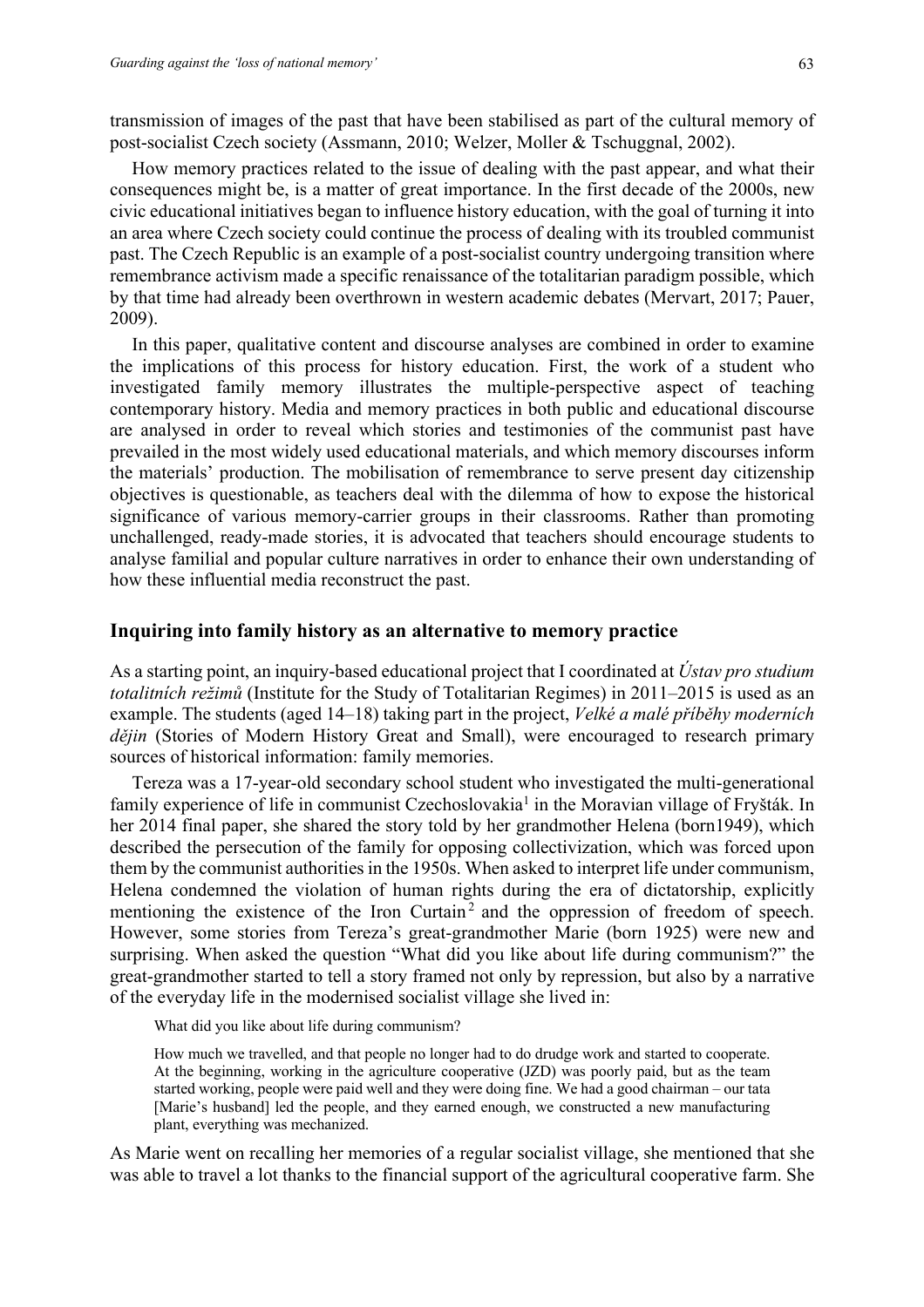transmission of images of the past that have been stabilised as part of the cultural memory of post-socialist Czech society (Assmann, 2010; Welzer, Moller & Tschuggnal, 2002).

How memory practices related to the issue of dealing with the past appear, and what their consequences might be, is a matter of great importance. In the first decade of the 2000s, new civic educational initiatives began to influence history education, with the goal of turning it into an area where Czech society could continue the process of dealing with its troubled communist past. The Czech Republic is an example of a post-socialist country undergoing transition where remembrance activism made a specific renaissance of the totalitarian paradigm possible, which by that time had already been overthrown in western academic debates (Mervart, 2017; Pauer, 2009).

In this paper, qualitative content and discourse analyses are combined in order to examine the implications of this process for history education. First, the work of a student who investigated family memory illustrates the multiple-perspective aspect of teaching contemporary history. Media and memory practices in both public and educational discourse are analysed in order to reveal which stories and testimonies of the communist past have prevailed in the most widely used educational materials, and which memory discourses inform the materials' production. The mobilisation of remembrance to serve present day citizenship objectives is questionable, as teachers deal with the dilemma of how to expose the historical significance of various memory-carrier groups in their classrooms. Rather than promoting unchallenged, ready-made stories, it is advocated that teachers should encourage students to analyse familial and popular culture narratives in order to enhance their own understanding of how these influential media reconstruct the past.

## Inquiring into family history as an alternative to memory practice

As a starting point, an inquiry-based educational project that I coordinated at *Ústav pro studium totalitních režimů* (Institute for the Study of Totalitarian Regimes) in 2011–2015 is used as an example. The students (aged 14–18) taking part in the project, *Velké a malé příběhy moderních dějin* (Stories of Modern History Great and Small), were encouraged to research primary sources of historical information: family memories.

Tereza was a 17-year-old secondary school student who investigated the multi-generational family experience of life in communist Czechoslovakia[1] in the Moravian village of Fryšták. In her 2014 final paper, she shared the story told by her grandmother Helena (born1949), which described the persecution of the family for opposing collectivization, which was forced upon them by the communist authorities in the 1950s. When asked to interpret life under communism, Helena condemned the violation of human rights during the era of dictatorship, explicitly mentioning the existence of the Iron Curtain[2] and the oppression of freedom of speech. However, some stories from Tereza's great-grandmother Marie (born 1925) were new and surprising. When asked the question "What did you like about life during communism?" the great-grandmother started to tell a story framed not only by repression, but also by a narrative of the everyday life in the modernised socialist village she lived in:

> What did you like about life during communism?
>
> How much we travelled, and that people no longer had to do drudge work and started to cooperate. At the beginning, working in the agriculture cooperative (JZD) was poorly paid, but as the team started working, people were paid well and they were doing fine. We had a good chairman – our tata [Marie's husband] led the people, and they earned enough, we constructed a new manufacturing plant, everything was mechanized.

As Marie went on recalling her memories of a regular socialist village, she mentioned that she was able to travel a lot thanks to the financial support of the agricultural cooperative farm. She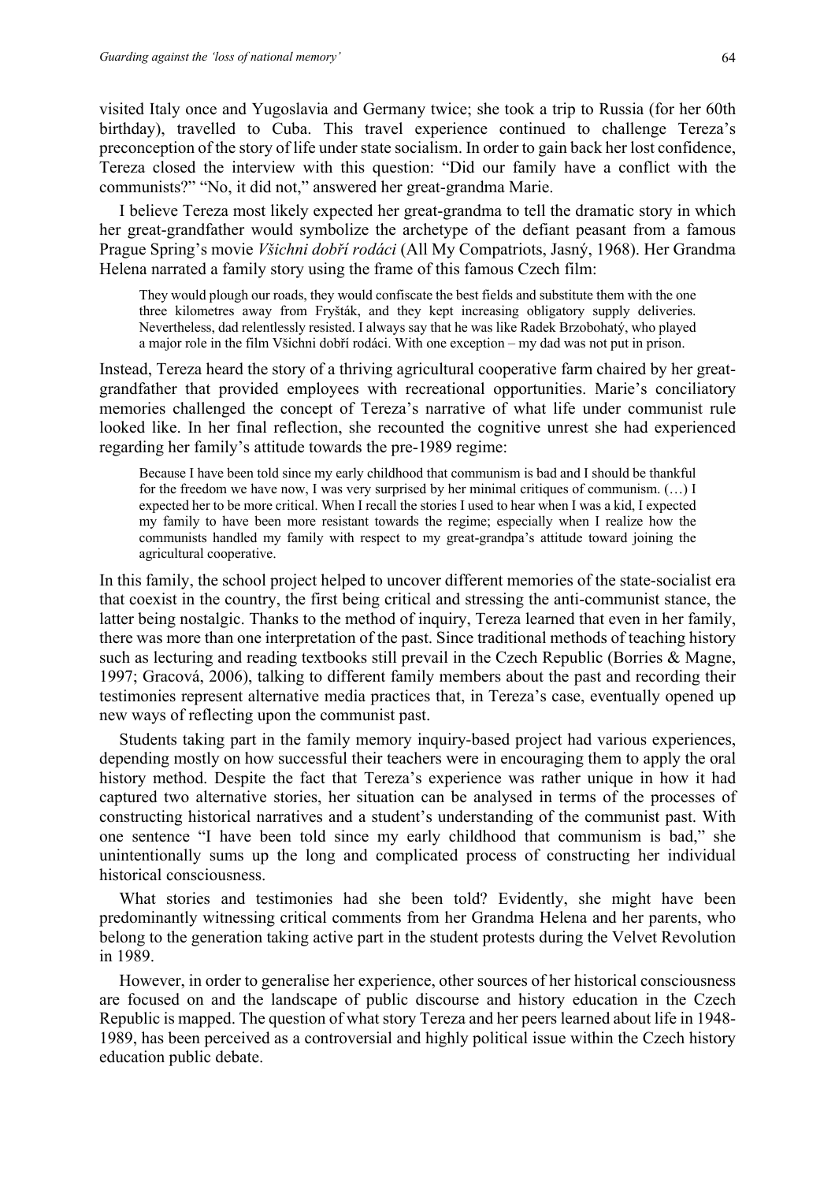visited Italy once and Yugoslavia and Germany twice; she took a trip to Russia (for her 60th birthday), travelled to Cuba. This travel experience continued to challenge Tereza's preconception of the story of life under state socialism. In order to gain back her lost confidence, Tereza closed the interview with this question: "Did our family have a conflict with the communists?" "No, it did not," answered her great-grandma Marie.

I believe Tereza most likely expected her great-grandma to tell the dramatic story in which her great-grandfather would symbolize the archetype of the defiant peasant from a famous Prague Spring's movie *Všichni dobří rodáci* (All My Compatriots, Jasný, 1968). Her Grandma Helena narrated a family story using the frame of this famous Czech film:

> They would plough our roads, they would confiscate the best fields and substitute them with the one three kilometres away from Fryšták, and they kept increasing obligatory supply deliveries. Nevertheless, dad relentlessly resisted. I always say that he was like Radek Brzobohatý, who played a major role in the film Všichni dobří rodáci. With one exception – my dad was not put in prison.

Instead, Tereza heard the story of a thriving agricultural cooperative farm chaired by her great-grandfather that provided employees with recreational opportunities. Marie's conciliatory memories challenged the concept of Tereza's narrative of what life under communist rule looked like. In her final reflection, she recounted the cognitive unrest she had experienced regarding her family's attitude towards the pre-1989 regime:

> Because I have been told since my early childhood that communism is bad and I should be thankful for the freedom we have now, I was very surprised by her minimal critiques of communism. (…) I expected her to be more critical. When I recall the stories I used to hear when I was a kid, I expected my family to have been more resistant towards the regime; especially when I realize how the communists handled my family with respect to my great-grandpa's attitude toward joining the agricultural cooperative.

In this family, the school project helped to uncover different memories of the state-socialist era that coexist in the country, the first being critical and stressing the anti-communist stance, the latter being nostalgic. Thanks to the method of inquiry, Tereza learned that even in her family, there was more than one interpretation of the past. Since traditional methods of teaching history such as lecturing and reading textbooks still prevail in the Czech Republic (Borries & Magne, 1997; Gracová, 2006), talking to different family members about the past and recording their testimonies represent alternative media practices that, in Tereza's case, eventually opened up new ways of reflecting upon the communist past.

Students taking part in the family memory inquiry-based project had various experiences, depending mostly on how successful their teachers were in encouraging them to apply the oral history method. Despite the fact that Tereza's experience was rather unique in how it had captured two alternative stories, her situation can be analysed in terms of the processes of constructing historical narratives and a student's understanding of the communist past. With one sentence "I have been told since my early childhood that communism is bad," she unintentionally sums up the long and complicated process of constructing her individual historical consciousness.

What stories and testimonies had she been told? Evidently, she might have been predominantly witnessing critical comments from her Grandma Helena and her parents, who belong to the generation taking active part in the student protests during the Velvet Revolution in 1989.

However, in order to generalise her experience, other sources of her historical consciousness are focused on and the landscape of public discourse and history education in the Czech Republic is mapped. The question of what story Tereza and her peers learned about life in 1948-1989, has been perceived as a controversial and highly political issue within the Czech history education public debate.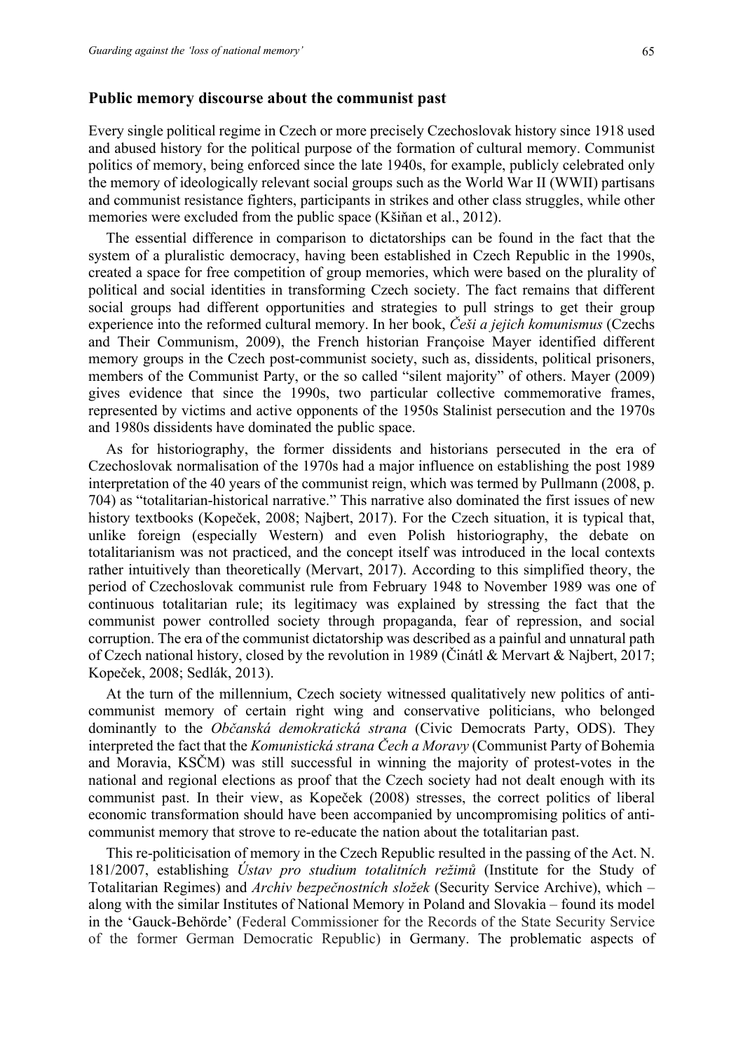## Public memory discourse about the communist past

Every single political regime in Czech or more precisely Czechoslovak history since 1918 used and abused history for the political purpose of the formation of cultural memory. Communist politics of memory, being enforced since the late 1940s, for example, publicly celebrated only the memory of ideologically relevant social groups such as the World War II (WWII) partisans and communist resistance fighters, participants in strikes and other class struggles, while other memories were excluded from the public space (Kšiňan et al., 2012).

The essential difference in comparison to dictatorships can be found in the fact that the system of a pluralistic democracy, having been established in Czech Republic in the 1990s, created a space for free competition of group memories, which were based on the plurality of political and social identities in transforming Czech society. The fact remains that different social groups had different opportunities and strategies to pull strings to get their group experience into the reformed cultural memory. In her book, *Češi a jejich komunismus* (Czechs and Their Communism, 2009), the French historian Françoise Mayer identified different memory groups in the Czech post-communist society, such as, dissidents, political prisoners, members of the Communist Party, or the so called "silent majority" of others. Mayer (2009) gives evidence that since the 1990s, two particular collective commemorative frames, represented by victims and active opponents of the 1950s Stalinist persecution and the 1970s and 1980s dissidents have dominated the public space.

As for historiography, the former dissidents and historians persecuted in the era of Czechoslovak normalisation of the 1970s had a major influence on establishing the post 1989 interpretation of the 40 years of the communist reign, which was termed by Pullmann (2008, p. 704) as "totalitarian-historical narrative." This narrative also dominated the first issues of new history textbooks (Kopeček, 2008; Najbert, 2017). For the Czech situation, it is typical that, unlike foreign (especially Western) and even Polish historiography, the debate on totalitarianism was not practiced, and the concept itself was introduced in the local contexts rather intuitively than theoretically (Mervart, 2017). According to this simplified theory, the period of Czechoslovak communist rule from February 1948 to November 1989 was one of continuous totalitarian rule; its legitimacy was explained by stressing the fact that the communist power controlled society through propaganda, fear of repression, and social corruption. The era of the communist dictatorship was described as a painful and unnatural path of Czech national history, closed by the revolution in 1989 (Činátl & Mervart & Najbert, 2017; Kopeček, 2008; Sedlák, 2013).

At the turn of the millennium, Czech society witnessed qualitatively new politics of anti-communist memory of certain right wing and conservative politicians, who belonged dominantly to the *Občanská demokratická strana* (Civic Democrats Party, ODS). They interpreted the fact that the *Komunistická strana Čech a Moravy* (Communist Party of Bohemia and Moravia, KSČM) was still successful in winning the majority of protest-votes in the national and regional elections as proof that the Czech society had not dealt enough with its communist past. In their view, as Kopeček (2008) stresses, the correct politics of liberal economic transformation should have been accompanied by uncompromising politics of anti-communist memory that strove to re-educate the nation about the totalitarian past.

This re-politicisation of memory in the Czech Republic resulted in the passing of the Act. N. 181/2007, establishing *Ústav pro studium totalitních režimů* (Institute for the Study of Totalitarian Regimes) and *Archiv bezpečnostních složek* (Security Service Archive), which – along with the similar Institutes of National Memory in Poland and Slovakia – found its model in the 'Gauck-Behörde' (Federal Commissioner for the Records of the State Security Service of the former German Democratic Republic) in Germany. The problematic aspects of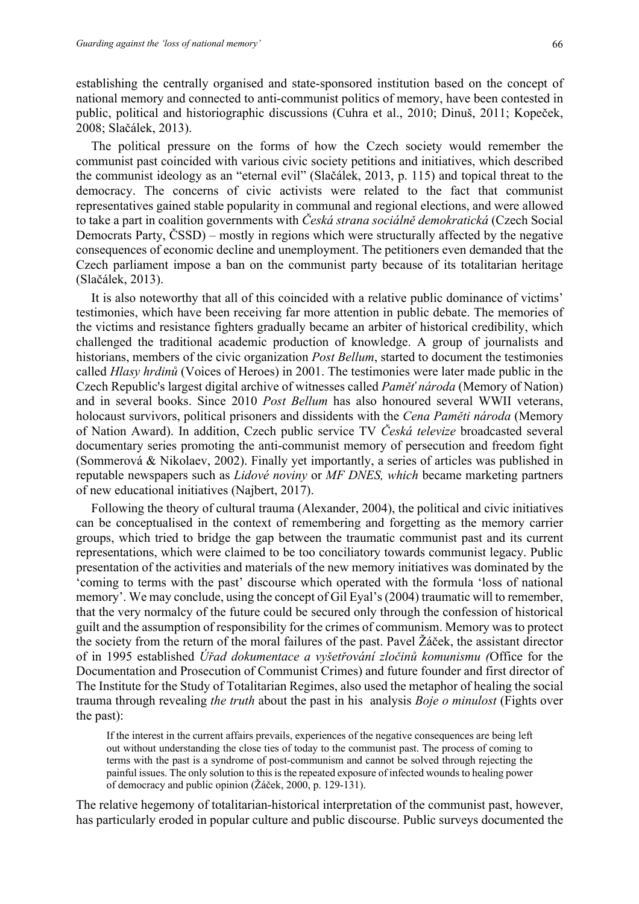establishing the centrally organised and state-sponsored institution based on the concept of national memory and connected to anti-communist politics of memory, have been contested in public, political and historiographic discussions (Cuhra et al., 2010; Dinuš, 2011; Kopeček, 2008; Slačálek, 2013).

The political pressure on the forms of how the Czech society would remember the communist past coincided with various civic society petitions and initiatives, which described the communist ideology as an "eternal evil" (Slačálek, 2013, p. 115) and topical threat to the democracy. The concerns of civic activists were related to the fact that communist representatives gained stable popularity in communal and regional elections, and were allowed to take a part in coalition governments with *Česká strana sociálně demokratická* (Czech Social Democrats Party, ČSSD) – mostly in regions which were structurally affected by the negative consequences of economic decline and unemployment. The petitioners even demanded that the Czech parliament impose a ban on the communist party because of its totalitarian heritage (Slačálek, 2013).

It is also noteworthy that all of this coincided with a relative public dominance of victims' testimonies, which have been receiving far more attention in public debate. The memories of the victims and resistance fighters gradually became an arbiter of historical credibility, which challenged the traditional academic production of knowledge. A group of journalists and historians, members of the civic organization *Post Bellum*, started to document the testimonies called *Hlasy hrdinů* (Voices of Heroes) in 2001. The testimonies were later made public in the Czech Republic's largest digital archive of witnesses called *Paměť národa* (Memory of Nation) and in several books. Since 2010 *Post Bellum* has also honoured several WWII veterans, holocaust survivors, political prisoners and dissidents with the *Cena Paměti národa* (Memory of Nation Award). In addition, Czech public service TV *Česká televize* broadcasted several documentary series promoting the anti-communist memory of persecution and freedom fight (Sommerová & Nikolaev, 2002). Finally yet importantly, a series of articles was published in reputable newspapers such as *Lidové noviny* or *MF DNES, which* became marketing partners of new educational initiatives (Najbert, 2017).

Following the theory of cultural trauma (Alexander, 2004), the political and civic initiatives can be conceptualised in the context of remembering and forgetting as the memory carrier groups, which tried to bridge the gap between the traumatic communist past and its current representations, which were claimed to be too conciliatory towards communist legacy. Public presentation of the activities and materials of the new memory initiatives was dominated by the 'coming to terms with the past' discourse which operated with the formula 'loss of national memory'. We may conclude, using the concept of Gil Eyal's (2004) traumatic will to remember, that the very normalcy of the future could be secured only through the confession of historical guilt and the assumption of responsibility for the crimes of communism. Memory was to protect the society from the return of the moral failures of the past. Pavel Žáček, the assistant director of in 1995 established *Úřad dokumentace a vyšetřování zločinů komunismu (*Office for the Documentation and Prosecution of Communist Crimes) and future founder and first director of The Institute for the Study of Totalitarian Regimes, also used the metaphor of healing the social trauma through revealing *the truth* about the past in his analysis *Boje o minulost* (Fights over the past):

> If the interest in the current affairs prevails, experiences of the negative consequences are being left out without understanding the close ties of today to the communist past. The process of coming to terms with the past is a syndrome of post-communism and cannot be solved through rejecting the painful issues. The only solution to this is the repeated exposure of infected wounds to healing power of democracy and public opinion (Žáček, 2000, p. 129-131).

The relative hegemony of totalitarian-historical interpretation of the communist past, however, has particularly eroded in popular culture and public discourse. Public surveys documented the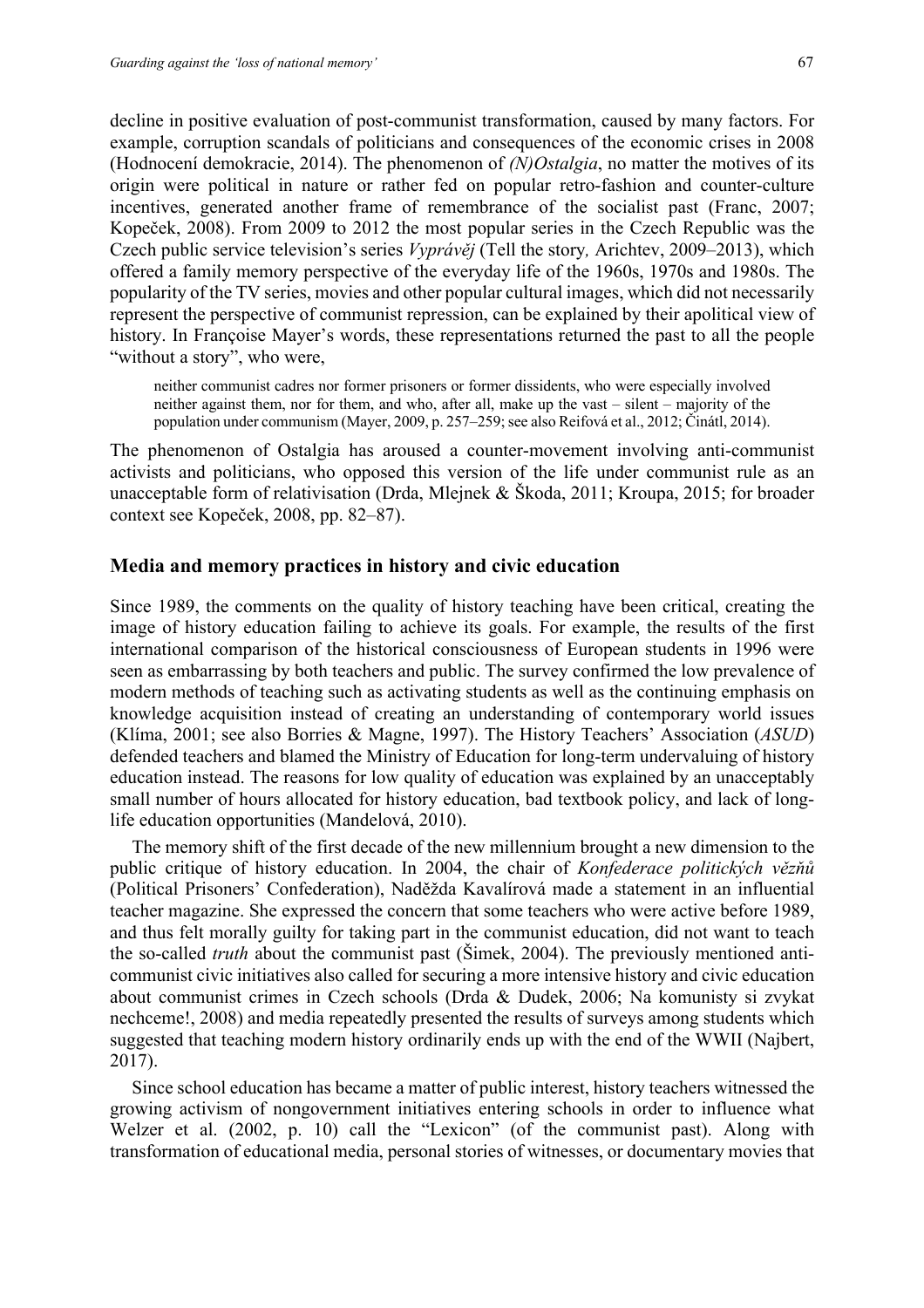decline in positive evaluation of post-communist transformation, caused by many factors. For example, corruption scandals of politicians and consequences of the economic crises in 2008 (Hodnocení demokracie, 2014). The phenomenon of *(N)Ostalgia*, no matter the motives of its origin were political in nature or rather fed on popular retro-fashion and counter-culture incentives, generated another frame of remembrance of the socialist past (Franc, 2007; Kopeček, 2008). From 2009 to 2012 the most popular series in the Czech Republic was the Czech public service television's series *Vyprávěj* (Tell the story*,* Arichtev, 2009–2013), which offered a family memory perspective of the everyday life of the 1960s, 1970s and 1980s. The popularity of the TV series, movies and other popular cultural images, which did not necessarily represent the perspective of communist repression, can be explained by their apolitical view of history. In Françoise Mayer's words, these representations returned the past to all the people "without a story", who were,

> neither communist cadres nor former prisoners or former dissidents, who were especially involved neither against them, nor for them, and who, after all, make up the vast – silent – majority of the population under communism (Mayer, 2009, p. 257–259; see also Reifová et al., 2012; Činátl, 2014).

The phenomenon of Ostalgia has aroused a counter-movement involving anti-communist activists and politicians, who opposed this version of the life under communist rule as an unacceptable form of relativisation (Drda, Mlejnek & Škoda, 2011; Kroupa, 2015; for broader context see Kopeček, 2008, pp. 82–87).

## Media and memory practices in history and civic education

Since 1989, the comments on the quality of history teaching have been critical, creating the image of history education failing to achieve its goals. For example, the results of the first international comparison of the historical consciousness of European students in 1996 were seen as embarrassing by both teachers and public. The survey confirmed the low prevalence of modern methods of teaching such as activating students as well as the continuing emphasis on knowledge acquisition instead of creating an understanding of contemporary world issues (Klíma, 2001; see also Borries & Magne, 1997). The History Teachers' Association (*ASUD*) defended teachers and blamed the Ministry of Education for long-term undervaluing of history education instead. The reasons for low quality of education was explained by an unacceptably small number of hours allocated for history education, bad textbook policy, and lack of long-life education opportunities (Mandelová, 2010).

The memory shift of the first decade of the new millennium brought a new dimension to the public critique of history education. In 2004, the chair of *Konfederace politických vězňů* (Political Prisoners' Confederation), Naděžda Kavalírová made a statement in an influential teacher magazine. She expressed the concern that some teachers who were active before 1989, and thus felt morally guilty for taking part in the communist education, did not want to teach the so-called *truth* about the communist past (Šimek, 2004). The previously mentioned anti-communist civic initiatives also called for securing a more intensive history and civic education about communist crimes in Czech schools (Drda & Dudek, 2006; Na komunisty si zvykat nechceme!, 2008) and media repeatedly presented the results of surveys among students which suggested that teaching modern history ordinarily ends up with the end of the WWII (Najbert, 2017).

Since school education has became a matter of public interest, history teachers witnessed the growing activism of nongovernment initiatives entering schools in order to influence what Welzer et al. (2002, p. 10) call the "Lexicon" (of the communist past). Along with transformation of educational media, personal stories of witnesses, or documentary movies that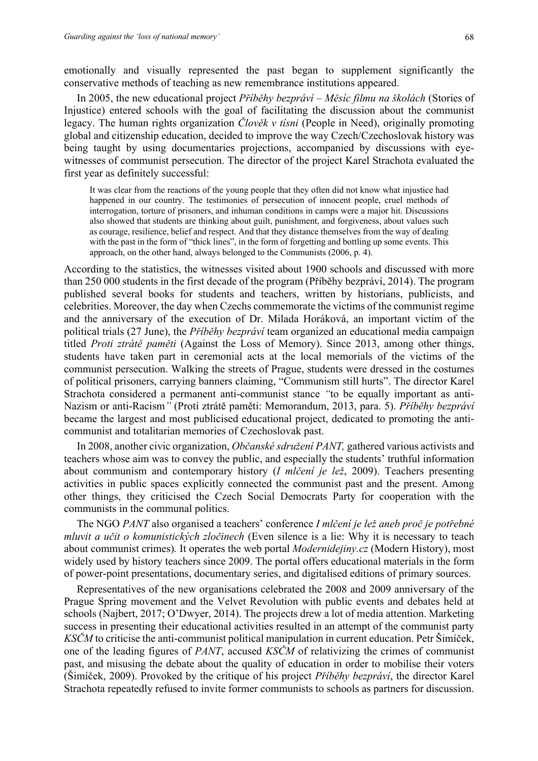emotionally and visually represented the past began to supplement significantly the conservative methods of teaching as new remembrance institutions appeared.

In 2005, the new educational project *Příběhy bezpráví – Měsíc filmu na školách* (Stories of Injustice) entered schools with the goal of facilitating the discussion about the communist legacy. The human rights organization *Člověk v tísni* (People in Need), originally promoting global and citizenship education, decided to improve the way Czech/Czechoslovak history was being taught by using documentaries projections, accompanied by discussions with eye-witnesses of communist persecution. The director of the project Karel Strachota evaluated the first year as definitely successful:

> It was clear from the reactions of the young people that they often did not know what injustice had happened in our country. The testimonies of persecution of innocent people, cruel methods of interrogation, torture of prisoners, and inhuman conditions in camps were a major hit. Discussions also showed that students are thinking about guilt, punishment, and forgiveness, about values such as courage, resilience, belief and respect. And that they distance themselves from the way of dealing with the past in the form of "thick lines", in the form of forgetting and bottling up some events. This approach, on the other hand, always belonged to the Communists (2006, p. 4).

According to the statistics, the witnesses visited about 1900 schools and discussed with more than 250 000 students in the first decade of the program (Příběhy bezpráví, 2014). The program published several books for students and teachers, written by historians, publicists, and celebrities. Moreover, the day when Czechs commemorate the victims of the communist regime and the anniversary of the execution of Dr. Milada Horáková, an important victim of the political trials (27 June), the *Příběhy bezpráví* team organized an educational media campaign titled *Proti ztrátě paměti* (Against the Loss of Memory). Since 2013, among other things, students have taken part in ceremonial acts at the local memorials of the victims of the communist persecution. Walking the streets of Prague, students were dressed in the costumes of political prisoners, carrying banners claiming, "Communism still hurts". The director Karel Strachota considered a permanent anti-communist stance *"*to be equally important as anti-Nazism or anti-Racism*"* (Proti ztrátě paměti: Memorandum, 2013, para. 5). *Příběhy bezpráví* became the largest and most publicised educational project, dedicated to promoting the anti-communist and totalitarian memories of Czechoslovak past.

In 2008, another civic organization, *Občanské sdružení PANT,* gathered various activists and teachers whose aim was to convey the public, and especially the students' truthful information about communism and contemporary history (*I mlčení je lež*, 2009). Teachers presenting activities in public spaces explicitly connected the communist past and the present. Among other things, they criticised the Czech Social Democrats Party for cooperation with the communists in the communal politics.

The NGO *PANT* also organised a teachers' conference *I mlčení je lež aneb proč je potřebné mluvit a učit o komunistických zločinech* (Even silence is a lie: Why it is necessary to teach about communist crimes)*.* It operates the web portal *Modernidejiny.cz* (Modern History), most widely used by history teachers since 2009. The portal offers educational materials in the form of power-point presentations, documentary series, and digitalised editions of primary sources.

Representatives of the new organisations celebrated the 2008 and 2009 anniversary of the Prague Spring movement and the Velvet Revolution with public events and debates held at schools (Najbert, 2017; O'Dwyer, 2014). The projects drew a lot of media attention. Marketing success in presenting their educational activities resulted in an attempt of the communist party *KSČM* to criticise the anti-communist political manipulation in current education. Petr Šimíček, one of the leading figures of *PANT*, accused *KSČM* of relativizing the crimes of communist past, and misusing the debate about the quality of education in order to mobilise their voters (Šimíček, 2009). Provoked by the critique of his project *Příběhy bezpráví*, the director Karel Strachota repeatedly refused to invite former communists to schools as partners for discussion.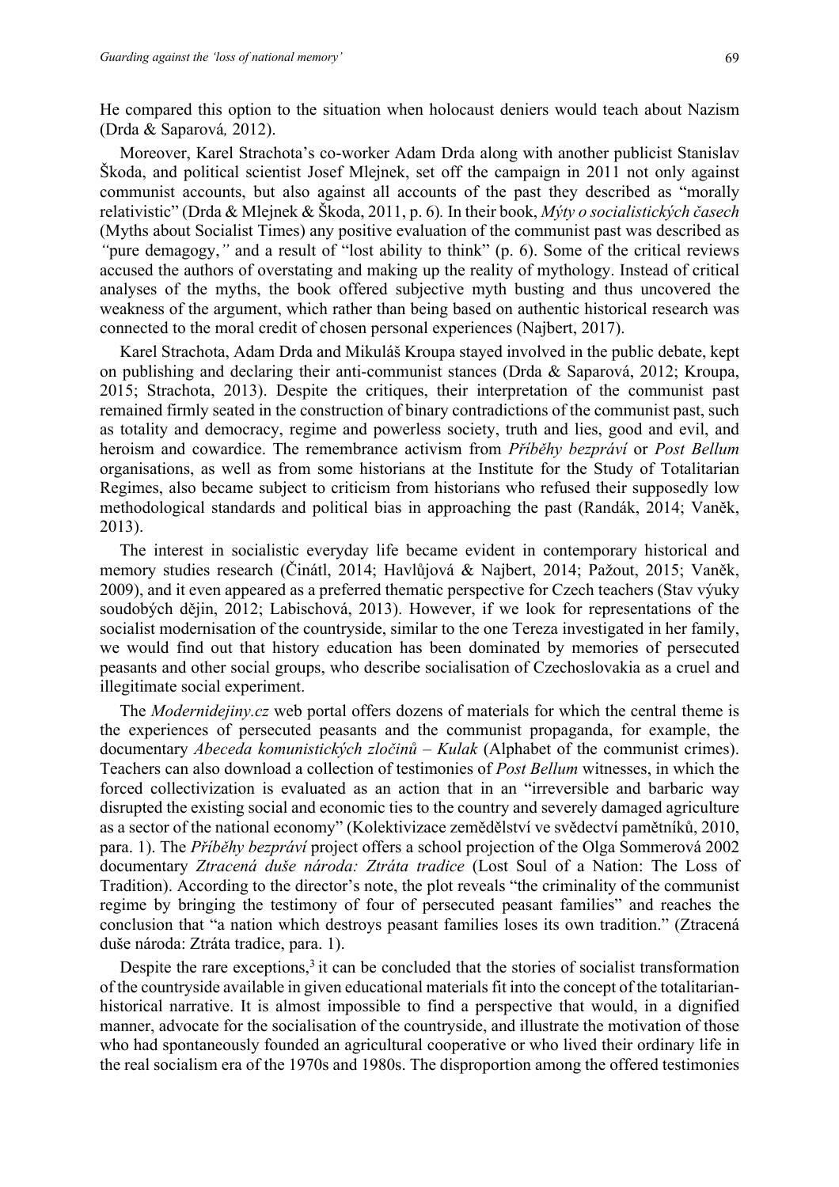He compared this option to the situation when holocaust deniers would teach about Nazism (Drda & Saparová*,* 2012).

Moreover, Karel Strachota's co-worker Adam Drda along with another publicist Stanislav Škoda, and political scientist Josef Mlejnek, set off the campaign in 2011 not only against communist accounts, but also against all accounts of the past they described as "morally relativistic" (Drda & Mlejnek & Škoda, 2011, p. 6)*.* In their book, *Mýty o socialistických časech* (Myths about Socialist Times) any positive evaluation of the communist past was described as *"*pure demagogy,*"* and a result of "lost ability to think" (p. 6). Some of the critical reviews accused the authors of overstating and making up the reality of mythology. Instead of critical analyses of the myths, the book offered subjective myth busting and thus uncovered the weakness of the argument, which rather than being based on authentic historical research was connected to the moral credit of chosen personal experiences (Najbert, 2017).

Karel Strachota, Adam Drda and Mikuláš Kroupa stayed involved in the public debate, kept on publishing and declaring their anti-communist stances (Drda & Saparová, 2012; Kroupa, 2015; Strachota, 2013). Despite the critiques, their interpretation of the communist past remained firmly seated in the construction of binary contradictions of the communist past, such as totality and democracy, regime and powerless society, truth and lies, good and evil, and heroism and cowardice. The remembrance activism from *Příběhy bezpráví* or *Post Bellum* organisations, as well as from some historians at the Institute for the Study of Totalitarian Regimes, also became subject to criticism from historians who refused their supposedly low methodological standards and political bias in approaching the past (Randák, 2014; Vaněk, 2013).

The interest in socialistic everyday life became evident in contemporary historical and memory studies research (Činátl, 2014; Havlůjová & Najbert, 2014; Pažout, 2015; Vaněk, 2009), and it even appeared as a preferred thematic perspective for Czech teachers (Stav výuky soudobých dějin, 2012; Labischová, 2013). However, if we look for representations of the socialist modernisation of the countryside, similar to the one Tereza investigated in her family, we would find out that history education has been dominated by memories of persecuted peasants and other social groups, who describe socialisation of Czechoslovakia as a cruel and illegitimate social experiment.

The *Modernidejiny.cz* web portal offers dozens of materials for which the central theme is the experiences of persecuted peasants and the communist propaganda, for example, the documentary *Abeceda komunistických zločinů – Kulak* (Alphabet of the communist crimes). Teachers can also download a collection of testimonies of *Post Bellum* witnesses, in which the forced collectivization is evaluated as an action that in an "irreversible and barbaric way disrupted the existing social and economic ties to the country and severely damaged agriculture as a sector of the national economy" (Kolektivizace zemědělství ve svědectví pamětníků, 2010, para. 1). The *Příběhy bezpráví* project offers a school projection of the Olga Sommerová 2002 documentary *Ztracená duše národa: Ztráta tradice* (Lost Soul of a Nation: The Loss of Tradition). According to the director's note, the plot reveals "the criminality of the communist regime by bringing the testimony of four of persecuted peasant families" and reaches the conclusion that "a nation which destroys peasant families loses its own tradition." (Ztracená duše národa: Ztráta tradice, para. 1).

Despite the rare exceptions,[3] it can be concluded that the stories of socialist transformation of the countryside available in given educational materials fit into the concept of the totalitarian-historical narrative. It is almost impossible to find a perspective that would, in a dignified manner, advocate for the socialisation of the countryside, and illustrate the motivation of those who had spontaneously founded an agricultural cooperative or who lived their ordinary life in the real socialism era of the 1970s and 1980s. The disproportion among the offered testimonies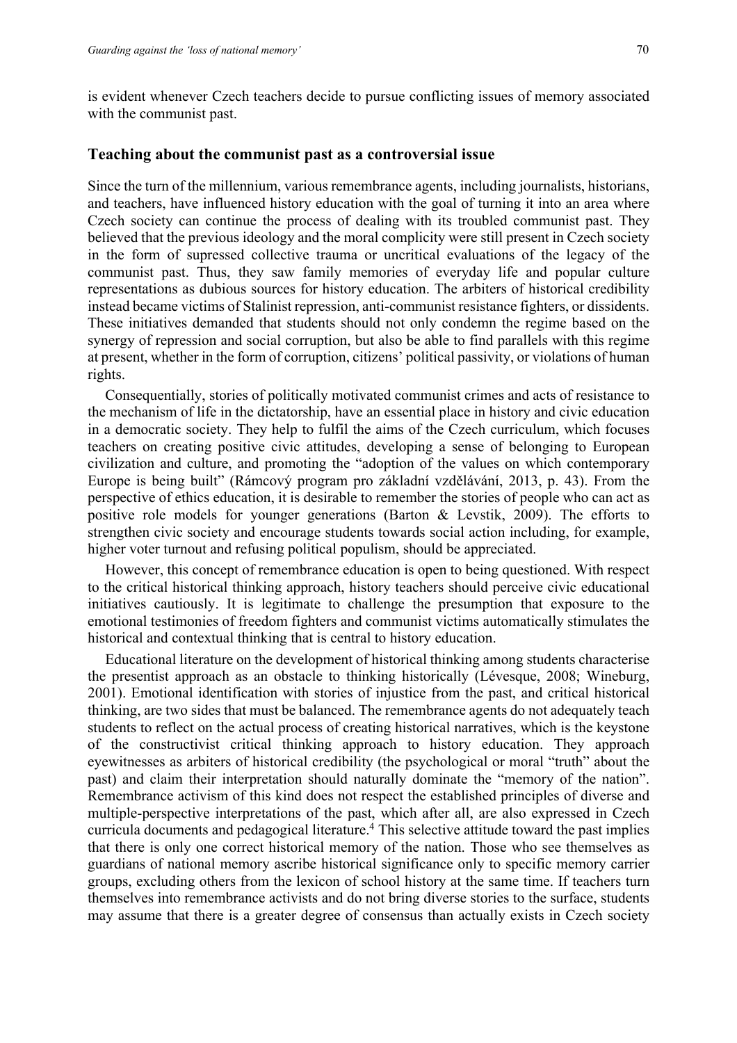is evident whenever Czech teachers decide to pursue conflicting issues of memory associated with the communist past.

## Teaching about the communist past as a controversial issue

Since the turn of the millennium, various remembrance agents, including journalists, historians, and teachers, have influenced history education with the goal of turning it into an area where Czech society can continue the process of dealing with its troubled communist past. They believed that the previous ideology and the moral complicity were still present in Czech society in the form of supressed collective trauma or uncritical evaluations of the legacy of the communist past. Thus, they saw family memories of everyday life and popular culture representations as dubious sources for history education. The arbiters of historical credibility instead became victims of Stalinist repression, anti-communist resistance fighters, or dissidents. These initiatives demanded that students should not only condemn the regime based on the synergy of repression and social corruption, but also be able to find parallels with this regime at present, whether in the form of corruption, citizens' political passivity, or violations of human rights.

Consequentially, stories of politically motivated communist crimes and acts of resistance to the mechanism of life in the dictatorship, have an essential place in history and civic education in a democratic society. They help to fulfil the aims of the Czech curriculum, which focuses teachers on creating positive civic attitudes, developing a sense of belonging to European civilization and culture, and promoting the "adoption of the values on which contemporary Europe is being built" (Rámcový program pro základní vzdělávání, 2013, p. 43). From the perspective of ethics education, it is desirable to remember the stories of people who can act as positive role models for younger generations (Barton & Levstik, 2009). The efforts to strengthen civic society and encourage students towards social action including, for example, higher voter turnout and refusing political populism, should be appreciated.

However, this concept of remembrance education is open to being questioned. With respect to the critical historical thinking approach, history teachers should perceive civic educational initiatives cautiously. It is legitimate to challenge the presumption that exposure to the emotional testimonies of freedom fighters and communist victims automatically stimulates the historical and contextual thinking that is central to history education.

Educational literature on the development of historical thinking among students characterise the presentist approach as an obstacle to thinking historically (Lévesque, 2008; Wineburg, 2001). Emotional identification with stories of injustice from the past, and critical historical thinking, are two sides that must be balanced. The remembrance agents do not adequately teach students to reflect on the actual process of creating historical narratives, which is the keystone of the constructivist critical thinking approach to history education. They approach eyewitnesses as arbiters of historical credibility (the psychological or moral "truth" about the past) and claim their interpretation should naturally dominate the "memory of the nation". Remembrance activism of this kind does not respect the established principles of diverse and multiple-perspective interpretations of the past, which after all, are also expressed in Czech curricula documents and pedagogical literature.[4] This selective attitude toward the past implies that there is only one correct historical memory of the nation. Those who see themselves as guardians of national memory ascribe historical significance only to specific memory carrier groups, excluding others from the lexicon of school history at the same time. If teachers turn themselves into remembrance activists and do not bring diverse stories to the surface, students may assume that there is a greater degree of consensus than actually exists in Czech society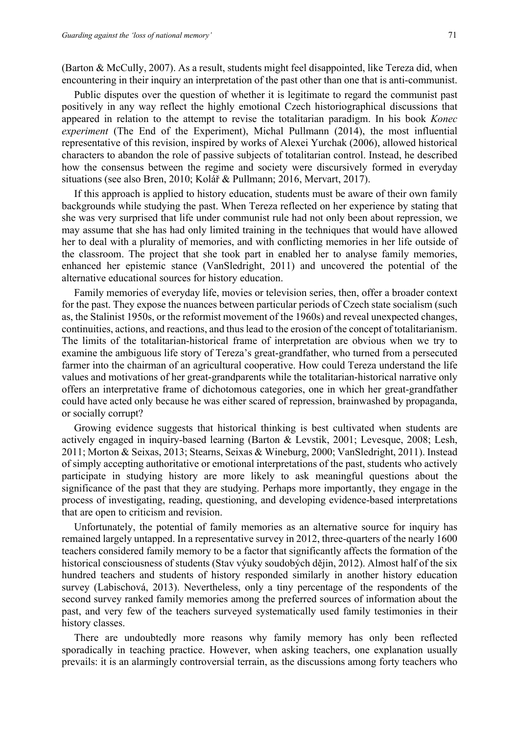(Barton & McCully, 2007). As a result, students might feel disappointed, like Tereza did, when encountering in their inquiry an interpretation of the past other than one that is anti-communist.

Public disputes over the question of whether it is legitimate to regard the communist past positively in any way reflect the highly emotional Czech historiographical discussions that appeared in relation to the attempt to revise the totalitarian paradigm. In his book *Konec experiment* (The End of the Experiment), Michal Pullmann (2014), the most influential representative of this revision, inspired by works of Alexei Yurchak (2006), allowed historical characters to abandon the role of passive subjects of totalitarian control. Instead, he described how the consensus between the regime and society were discursively formed in everyday situations (see also Bren, 2010; Kolář & Pullmann; 2016, Mervart, 2017).

If this approach is applied to history education, students must be aware of their own family backgrounds while studying the past. When Tereza reflected on her experience by stating that she was very surprised that life under communist rule had not only been about repression, we may assume that she has had only limited training in the techniques that would have allowed her to deal with a plurality of memories, and with conflicting memories in her life outside of the classroom. The project that she took part in enabled her to analyse family memories, enhanced her epistemic stance (VanSledright, 2011) and uncovered the potential of the alternative educational sources for history education.

Family memories of everyday life, movies or television series, then, offer a broader context for the past. They expose the nuances between particular periods of Czech state socialism (such as, the Stalinist 1950s, or the reformist movement of the 1960s) and reveal unexpected changes, continuities, actions, and reactions, and thus lead to the erosion of the concept of totalitarianism. The limits of the totalitarian-historical frame of interpretation are obvious when we try to examine the ambiguous life story of Tereza's great-grandfather, who turned from a persecuted farmer into the chairman of an agricultural cooperative. How could Tereza understand the life values and motivations of her great-grandparents while the totalitarian-historical narrative only offers an interpretative frame of dichotomous categories, one in which her great-grandfather could have acted only because he was either scared of repression, brainwashed by propaganda, or socially corrupt?

Growing evidence suggests that historical thinking is best cultivated when students are actively engaged in inquiry-based learning (Barton & Levstik, 2001; Levesque, 2008; Lesh, 2011; Morton & Seixas, 2013; Stearns, Seixas & Wineburg, 2000; VanSledright, 2011). Instead of simply accepting authoritative or emotional interpretations of the past, students who actively participate in studying history are more likely to ask meaningful questions about the significance of the past that they are studying. Perhaps more importantly, they engage in the process of investigating, reading, questioning, and developing evidence-based interpretations that are open to criticism and revision.

Unfortunately, the potential of family memories as an alternative source for inquiry has remained largely untapped. In a representative survey in 2012, three-quarters of the nearly 1600 teachers considered family memory to be a factor that significantly affects the formation of the historical consciousness of students (Stav výuky soudobých dějin, 2012). Almost half of the six hundred teachers and students of history responded similarly in another history education survey (Labischová, 2013). Nevertheless, only a tiny percentage of the respondents of the second survey ranked family memories among the preferred sources of information about the past, and very few of the teachers surveyed systematically used family testimonies in their history classes.

There are undoubtedly more reasons why family memory has only been reflected sporadically in teaching practice. However, when asking teachers, one explanation usually prevails: it is an alarmingly controversial terrain, as the discussions among forty teachers who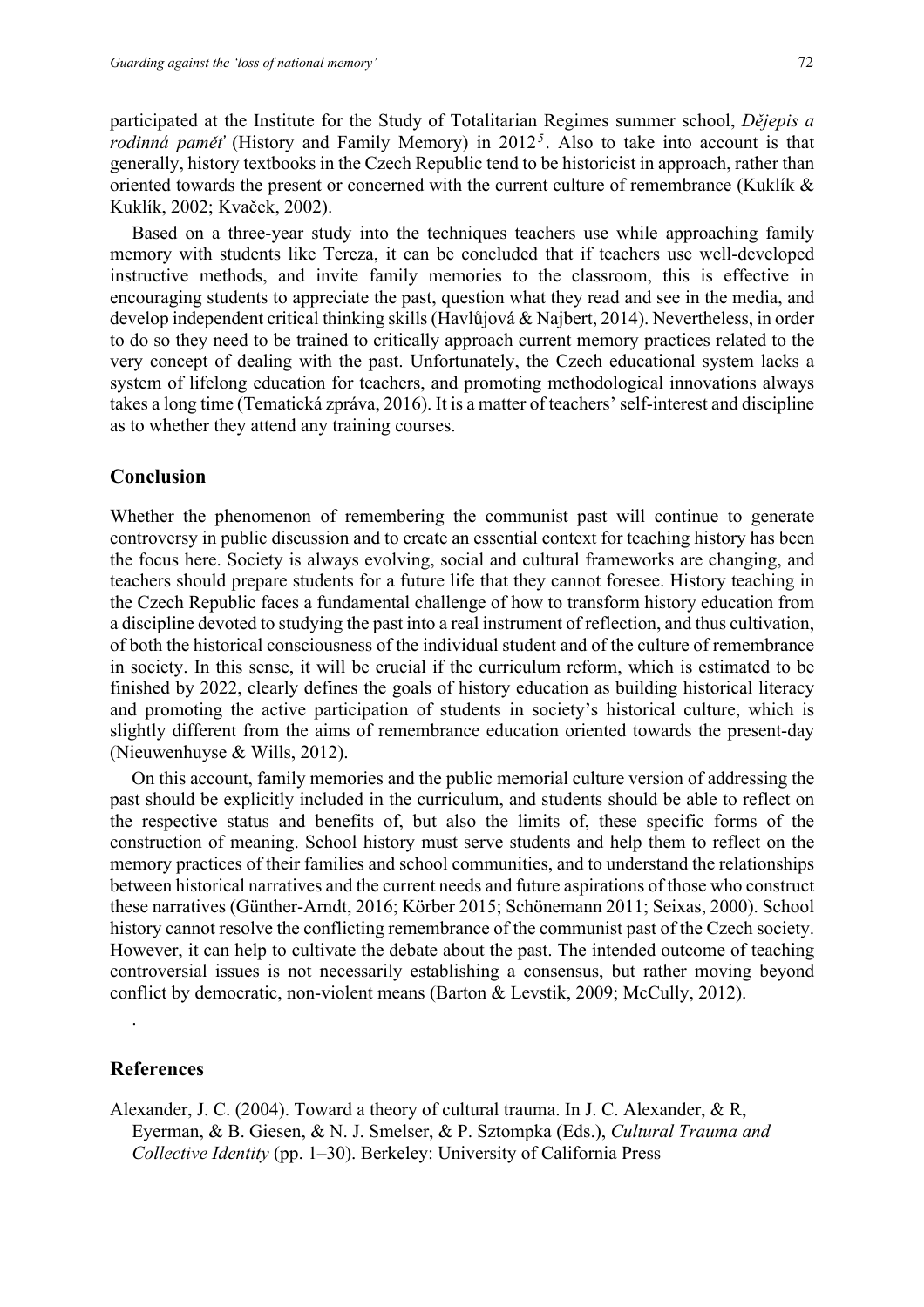participated at the Institute for the Study of Totalitarian Regimes summer school, *Dějepis a rodinná paměť* (History and Family Memory) in 2012[5]. Also to take into account is that generally, history textbooks in the Czech Republic tend to be historicist in approach, rather than oriented towards the present or concerned with the current culture of remembrance (Kuklík & Kuklík, 2002; Kvaček, 2002).

Based on a three-year study into the techniques teachers use while approaching family memory with students like Tereza, it can be concluded that if teachers use well-developed instructive methods, and invite family memories to the classroom, this is effective in encouraging students to appreciate the past, question what they read and see in the media, and develop independent critical thinking skills (Havlůjová & Najbert, 2014). Nevertheless, in order to do so they need to be trained to critically approach current memory practices related to the very concept of dealing with the past. Unfortunately, the Czech educational system lacks a system of lifelong education for teachers, and promoting methodological innovations always takes a long time (Tematická zpráva, 2016). It is a matter of teachers' self-interest and discipline as to whether they attend any training courses.

## Conclusion

Whether the phenomenon of remembering the communist past will continue to generate controversy in public discussion and to create an essential context for teaching history has been the focus here. Society is always evolving, social and cultural frameworks are changing, and teachers should prepare students for a future life that they cannot foresee. History teaching in the Czech Republic faces a fundamental challenge of how to transform history education from a discipline devoted to studying the past into a real instrument of reflection, and thus cultivation, of both the historical consciousness of the individual student and of the culture of remembrance in society. In this sense, it will be crucial if the curriculum reform, which is estimated to be finished by 2022, clearly defines the goals of history education as building historical literacy and promoting the active participation of students in society's historical culture, which is slightly different from the aims of remembrance education oriented towards the present-day (Nieuwenhuyse & Wills, 2012).

On this account, family memories and the public memorial culture version of addressing the past should be explicitly included in the curriculum, and students should be able to reflect on the respective status and benefits of, but also the limits of, these specific forms of the construction of meaning. School history must serve students and help them to reflect on the memory practices of their families and school communities, and to understand the relationships between historical narratives and the current needs and future aspirations of those who construct these narratives (Günther-Arndt, 2016; Körber 2015; Schönemann 2011; Seixas, 2000). School history cannot resolve the conflicting remembrance of the communist past of the Czech society. However, it can help to cultivate the debate about the past. The intended outcome of teaching controversial issues is not necessarily establishing a consensus, but rather moving beyond conflict by democratic, non-violent means (Barton & Levstik, 2009; McCully, 2012).

.

## References

Alexander, J. C. (2004). Toward a theory of cultural trauma. In J. C. Alexander, & R, Eyerman, & B. Giesen, & N. J. Smelser, & P. Sztompka (Eds.), *Cultural Trauma and Collective Identity* (pp. 1–30). Berkeley: University of California Press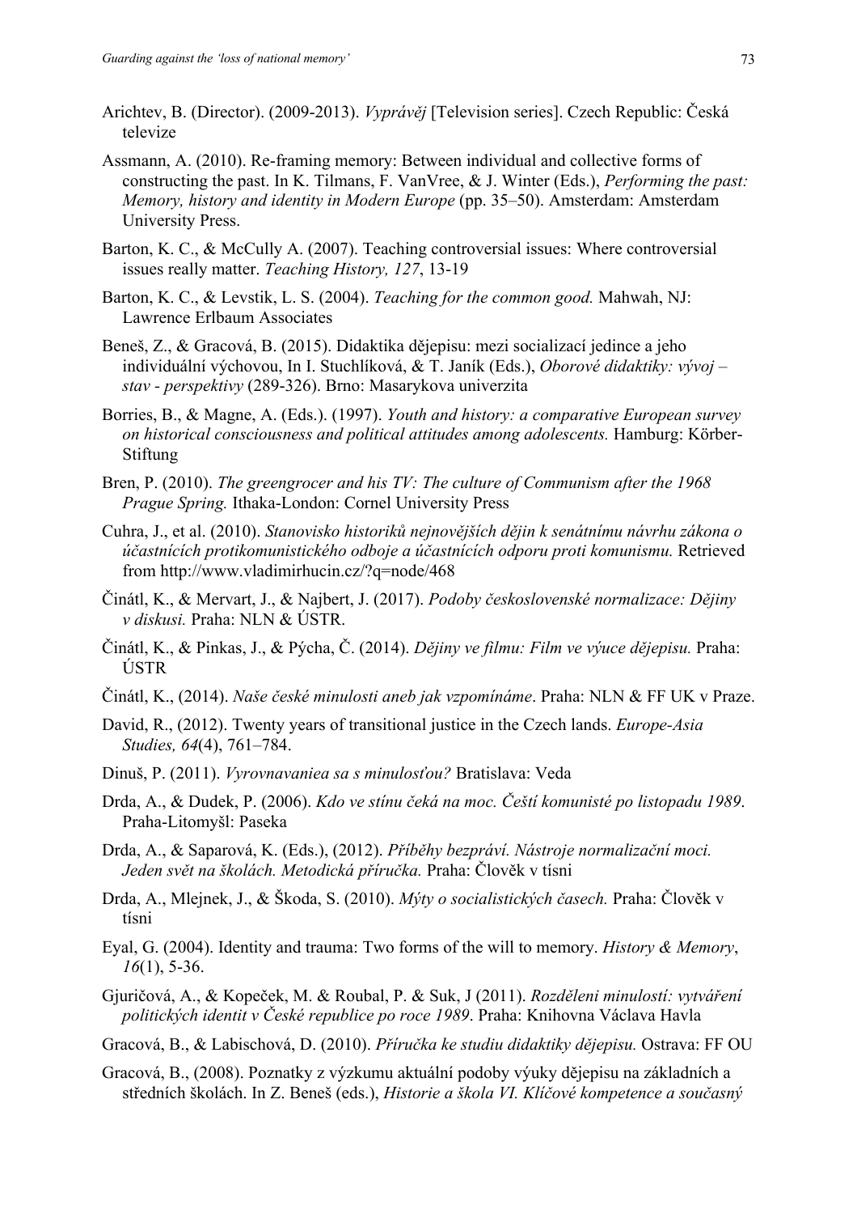Arichtev, B. (Director). (2009-2013). *Vyprávěj* [Television series]. Czech Republic: Česká televize

Assmann, A. (2010). Re-framing memory: Between individual and collective forms of constructing the past. In K. Tilmans, F. VanVree, & J. Winter (Eds.), *Performing the past: Memory, history and identity in Modern Europe* (pp. 35–50). Amsterdam: Amsterdam University Press.

Barton, K. C., & McCully A. (2007). Teaching controversial issues: Where controversial issues really matter. *Teaching History, 127*, 13-19

Barton, K. C., & Levstik, L. S. (2004). *Teaching for the common good.* Mahwah, NJ: Lawrence Erlbaum Associates

Beneš, Z., & Gracová, B. (2015). Didaktika dějepisu: mezi socializací jedince a jeho individuální výchovou, In I. Stuchlíková, & T. Janík (Eds.), *Oborové didaktiky: vývoj – stav - perspektivy* (289-326). Brno: Masarykova univerzita

Borries, B., & Magne, A. (Eds.). (1997). *Youth and history: a comparative European survey on historical consciousness and political attitudes among adolescents.* Hamburg: Körber-Stiftung

Bren, P. (2010). *The greengrocer and his TV: The culture of Communism after the 1968 Prague Spring.* Ithaka-London: Cornel University Press

Cuhra, J., et al. (2010). *Stanovisko historiků nejnovějších dějin k senátnímu návrhu zákona o účastnících protikomunistického odboje a účastnících odporu proti komunismu.* Retrieved from http://www.vladimirhucin.cz/?q=node/468

Činátl, K., & Mervart, J., & Najbert, J. (2017). *Podoby československé normalizace: Dějiny v diskusi.* Praha: NLN & ÚSTR.

Činátl, K., & Pinkas, J., & Pýcha, Č. (2014). *Dějiny ve filmu: Film ve výuce dějepisu.* Praha: ÚSTR

Činátl, K., (2014). *Naše české minulosti aneb jak vzpomínáme*. Praha: NLN & FF UK v Praze.

David, R., (2012). Twenty years of transitional justice in the Czech lands. *Europe-Asia Studies, 64*(4), 761–784.

Dinuš, P. (2011). *Vyrovnavaniea sa s minulosťou?* Bratislava: Veda

Drda, A., & Dudek, P. (2006). *Kdo ve stínu čeká na moc. Čeští komunisté po listopadu 1989*. Praha-Litomyšl: Paseka

Drda, A., & Saparová, K. (Eds.), (2012). *Příběhy bezpráví. Nástroje normalizační moci. Jeden svět na školách. Metodická příručka.* Praha: Člověk v tísni

Drda, A., Mlejnek, J., & Škoda, S. (2010). *Mýty o socialistických časech.* Praha: Člověk v tísni

Eyal, G. (2004). Identity and trauma: Two forms of the will to memory. *History & Memory*, *16*(1), 5-36.

Gjuričová, A., & Kopeček, M. & Roubal, P. & Suk, J (2011). *Rozděleni minulostí: vytváření politických identit v České republice po roce 1989*. Praha: Knihovna Václava Havla

Gracová, B., & Labischová, D. (2010). *Příručka ke studiu didaktiky dějepisu.* Ostrava: FF OU

Gracová, B., (2008). Poznatky z výzkumu aktuální podoby výuky dějepisu na základních a středních školách. In Z. Beneš (eds.), *Historie a škola VI. Klíčové kompetence a současný*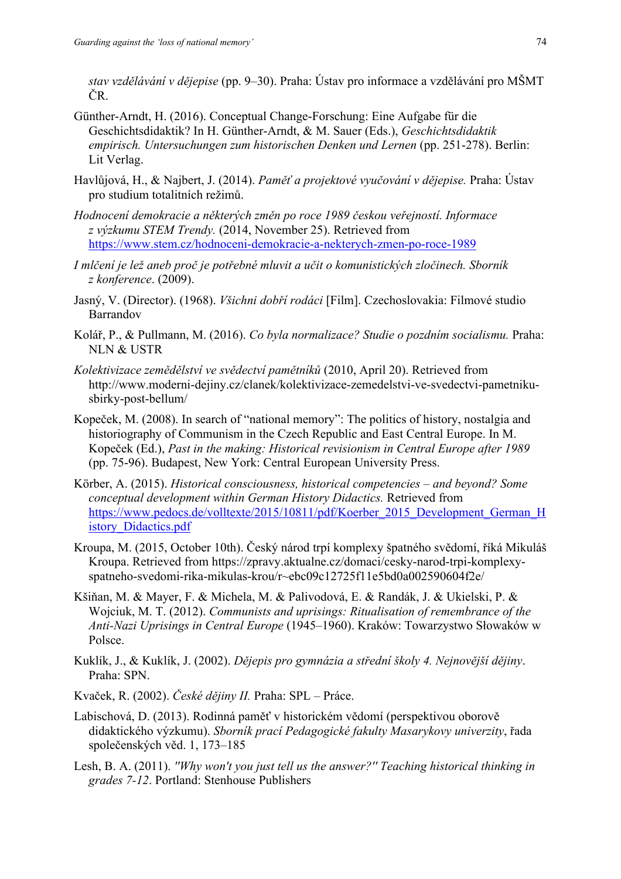*stav vzdělávání v dějepise* (pp. 9–30). Praha: Ústav pro informace a vzdělávání pro MŠMT ČR.

Günther-Arndt, H. (2016). Conceptual Change-Forschung: Eine Aufgabe für die Geschichtsdidaktik? In H. Günther-Arndt, & M. Sauer (Eds.), *Geschichtsdidaktik empirisch. Untersuchungen zum historischen Denken und Lernen* (pp. 251-278). Berlin: Lit Verlag.

Havlůjová, H., & Najbert, J. (2014). *Paměť a projektové vyučování v dějepise.* Praha: Ústav pro studium totalitních režimů.

*Hodnocení demokracie a některých změn po roce 1989 českou veřejností. Informace z výzkumu STEM Trendy.* (2014, November 25). Retrieved from https://www.stem.cz/hodnoceni-demokracie-a-nekterych-zmen-po-roce-1989

*I mlčení je lež aneb proč je potřebné mluvit a učit o komunistických zločinech. Sborník z konference*. (2009).

Jasný, V. (Director). (1968). *Všichni dobří rodáci* [Film]. Czechoslovakia: Filmové studio Barrandov

Kolář, P., & Pullmann, M. (2016). *Co byla normalizace? Studie o pozdním socialismu.* Praha: NLN & USTR

*Kolektivizace zemědělství ve svědectví pamětníků* (2010, April 20). Retrieved from http://www.moderni-dejiny.cz/clanek/kolektivizace-zemedelstvi-ve-svedectvi-pametniku-sbirky-post-bellum/

Kopeček, M. (2008). In search of "national memory": The politics of history, nostalgia and historiography of Communism in the Czech Republic and East Central Europe. In M. Kopeček (Ed.), *Past in the making: Historical revisionism in Central Europe after 1989* (pp. 75-96). Budapest, New York: Central European University Press.

Körber, A. (2015). *Historical consciousness, historical competencies – and beyond? Some conceptual development within German History Didactics.* Retrieved from https://www.pedocs.de/volltexte/2015/10811/pdf/Koerber_2015_Development_German_History_Didactics.pdf

Kroupa, M. (2015, October 10th). Český národ trpí komplexy špatného svědomí, říká Mikuláš Kroupa. Retrieved from https://zpravy.aktualne.cz/domaci/cesky-narod-trpi-komplexy-spatneho-svedomi-rika-mikulas-krou/r~ebc09c12725f11e5bd0a002590604f2e/

Kšiňan, M. & Mayer, F. & Michela, M. & Palivodová, E. & Randák, J. & Ukielski, P. & Wojciuk, M. T. (2012). *Communists and uprisings: Ritualisation of remembrance of the Anti-Nazi Uprisings in Central Europe* (1945–1960). Kraków: Towarzystwo Słowaków w Polsce.

Kuklík, J., & Kuklík, J. (2002). *Dějepis pro gymnázia a střední školy 4. Nejnovější dějiny*. Praha: SPN.

Kvaček, R. (2002). *České dějiny II.* Praha: SPL – Práce.

Labischová, D. (2013). Rodinná paměť v historickém vědomí (perspektivou oborově didaktického výzkumu). *Sborník prací Pedagogické fakulty Masarykovy univerzity*, řada společenských věd. 1, 173–185

Lesh, B. A. (2011). *"Why won't you just tell us the answer?" Teaching historical thinking in grades 7-12*. Portland: Stenhouse Publishers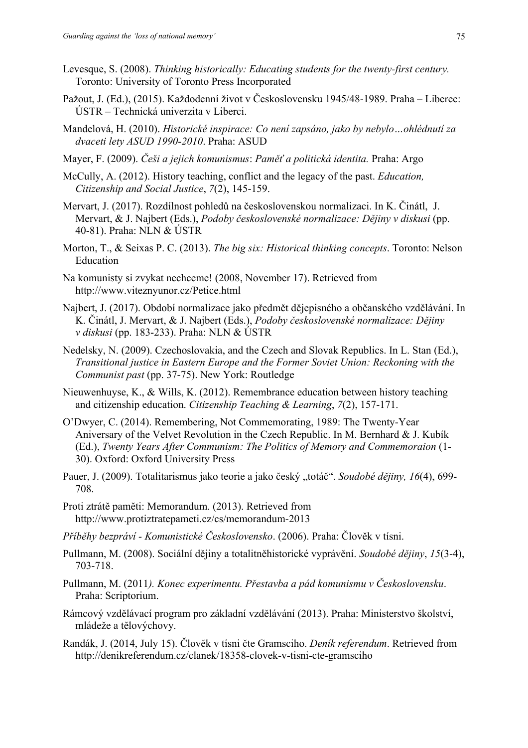Levesque, S. (2008). *Thinking historically: Educating students for the twenty-first century.* Toronto: University of Toronto Press Incorporated

Pažout, J. (Ed.), (2015). Každodenní život v Československu 1945/48-1989. Praha – Liberec: ÚSTR – Technická univerzita v Liberci.

Mandelová, H. (2010). *Historické inspirace: Co není zapsáno, jako by nebylo…ohlédnutí za dvaceti lety ASUD 1990-2010*. Praha: ASUD

Mayer, F. (2009). *Češi a jejich komunismus*: *Paměť a politická identita.* Praha: Argo

McCully, A. (2012). History teaching, conflict and the legacy of the past. *Education, Citizenship and Social Justice*, *7*(2), 145-159.

Mervart, J. (2017). Rozdílnost pohledů na československou normalizaci. In K. Činátl, J. Mervart, & J. Najbert (Eds.), *Podoby československé normalizace: Dějiny v diskusi* (pp. 40-81). Praha: NLN & ÚSTR

Morton, T., & Seixas P. C. (2013). *The big six: Historical thinking concepts*. Toronto: Nelson Education

Na komunisty si zvykat nechceme! (2008, November 17). Retrieved from http://www.viteznyunor.cz/Petice.html

Najbert, J. (2017). Období normalizace jako předmět dějepisného a občanského vzdělávání. In K. Činátl, J. Mervart, & J. Najbert (Eds.), *Podoby československé normalizace: Dějiny v diskusi* (pp. 183-233). Praha: NLN & ÚSTR

Nedelsky, N. (2009). Czechoslovakia, and the Czech and Slovak Republics. In L. Stan (Ed.), *Transitional justice in Eastern Europe and the Former Soviet Union: Reckoning with the Communist past* (pp. 37-75). New York: Routledge

Nieuwenhuyse, K., & Wills, K. (2012). Remembrance education between history teaching and citizenship education. *Citizenship Teaching & Learning*, *7*(2), 157-171.

O'Dwyer, C. (2014). Remembering, Not Commemorating, 1989: The Twenty-Year Aniversary of the Velvet Revolution in the Czech Republic. In M. Bernhard & J. Kubík (Ed.), *Twenty Years After Communism: The Politics of Memory and Commemoraion* (1-30). Oxford: Oxford University Press

Pauer, J. (2009). Totalitarismus jako teorie a jako český „totáč". *Soudobé dějiny, 16*(4), 699-708.

Proti ztrátě paměti: Memorandum. (2013). Retrieved from http://www.protiztratepameti.cz/cs/memorandum-2013

*Příběhy bezpráví - Komunistické Československo*. (2006). Praha: Člověk v tísni.

Pullmann, M. (2008). Sociální dějiny a totalitněhistorické vyprávění. *Soudobé dějiny*, *15*(3-4), 703-718.

Pullmann, M. (2011*). Konec experimentu. Přestavba a pád komunismu v Československu*. Praha: Scriptorium.

Rámcový vzdělávací program pro základní vzdělávání (2013). Praha: Ministerstvo školství, mládeže a tělovýchovy.

Randák, J. (2014, July 15). Člověk v tísni čte Gramsciho. *Deník referendum*. Retrieved from http://denikreferendum.cz/clanek/18358-clovek-v-tisni-cte-gramsciho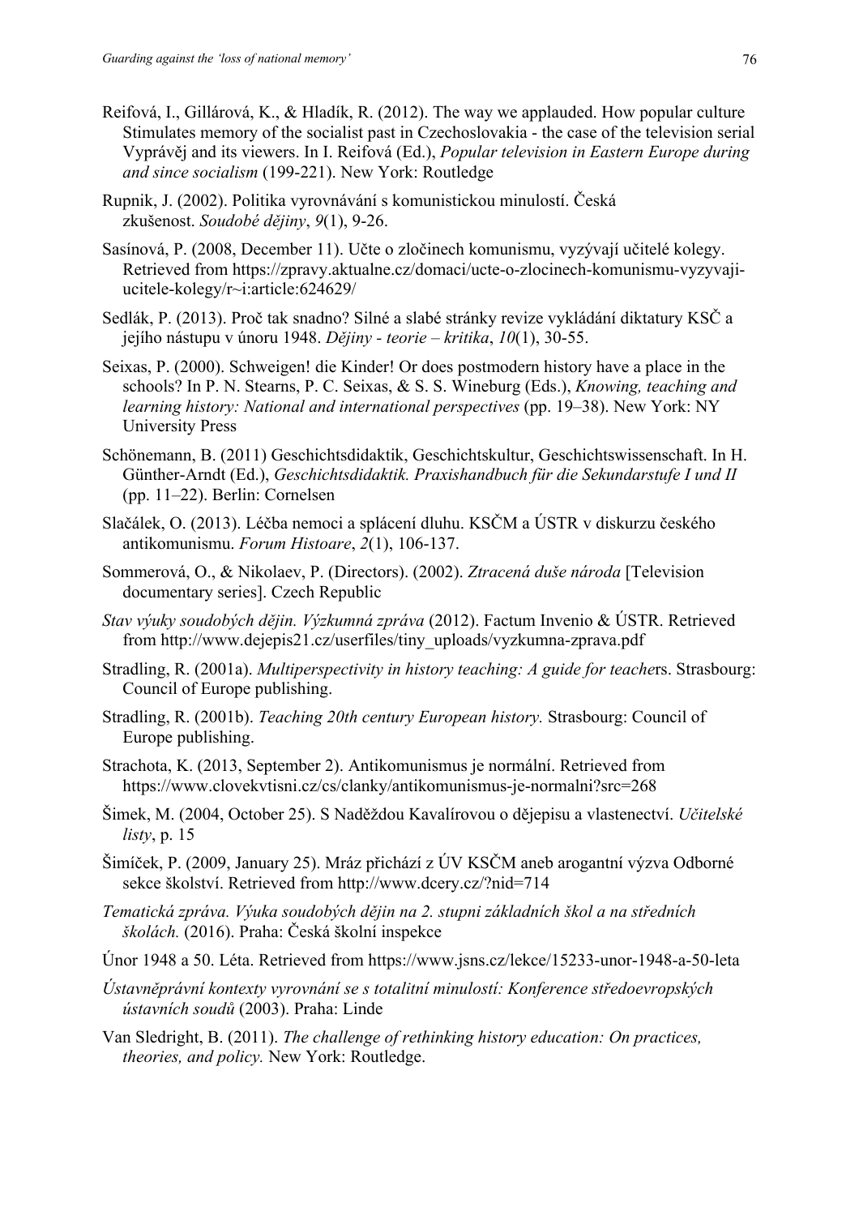Reifová, I., Gillárová, K., & Hladík, R. (2012). The way we applauded. How popular culture Stimulates memory of the socialist past in Czechoslovakia - the case of the television serial Vyprávěj and its viewers. In I. Reifová (Ed.), *Popular television in Eastern Europe during and since socialism* (199-221). New York: Routledge

Rupnik, J. (2002). Politika vyrovnávání s komunistickou minulostí. Česká zkušenost. *Soudobé dějiny*, *9*(1), 9-26.

Sasínová, P. (2008, December 11). Učte o zločinech komunismu, vyzývají učitelé kolegy. Retrieved from https://zpravy.aktualne.cz/domaci/ucte-o-zlocinech-komunismu-vyzyvaji-ucitele-kolegy/r~i:article:624629/

Sedlák, P. (2013). Proč tak snadno? Silné a slabé stránky revize vykládání diktatury KSČ a jejího nástupu v únoru 1948. *Dějiny - teorie – kritika*, *10*(1), 30-55.

Seixas, P. (2000). Schweigen! die Kinder! Or does postmodern history have a place in the schools? In P. N. Stearns, P. C. Seixas, & S. S. Wineburg (Eds.), *Knowing, teaching and learning history: National and international perspectives* (pp. 19–38). New York: NY University Press

Schönemann, B. (2011) Geschichtsdidaktik, Geschichtskultur, Geschichtswissenschaft. In H. Günther-Arndt (Ed.), *Geschichtsdidaktik. Praxishandbuch für die Sekundarstufe I und II* (pp. 11–22). Berlin: Cornelsen

Slačálek, O. (2013). Léčba nemoci a splácení dluhu. KSČM a ÚSTR v diskurzu českého antikomunismu. *Forum Histoare*, *2*(1), 106-137.

Sommerová, O., & Nikolaev, P. (Directors). (2002). *Ztracená duše národa* [Television documentary series]. Czech Republic

*Stav výuky soudobých dějin. Výzkumná zpráva* (2012). Factum Invenio & ÚSTR. Retrieved from http://www.dejepis21.cz/userfiles/tiny_uploads/vyzkumna-zprava.pdf

Stradling, R. (2001a). *Multiperspectivity in history teaching: A guide for teache*rs. Strasbourg: Council of Europe publishing.

Stradling, R. (2001b). *Teaching 20th century European history.* Strasbourg: Council of Europe publishing.

Strachota, K. (2013, September 2). Antikomunismus je normální. Retrieved from https://www.clovekvtisni.cz/cs/clanky/antikomunismus-je-normalni?src=268

Šimek, M. (2004, October 25). S Naděždou Kavalírovou o dějepisu a vlastenectví. *Učitelské listy*, p. 15

Šimíček, P. (2009, January 25). Mráz přichází z ÚV KSČM aneb arogantní výzva Odborné sekce školství. Retrieved from http://www.dcery.cz/?nid=714

*Tematická zpráva. Výuka soudobých dějin na 2. stupni základních škol a na středních školách.* (2016). Praha: Česká školní inspekce

Únor 1948 a 50. Léta. Retrieved from https://www.jsns.cz/lekce/15233-unor-1948-a-50-leta

*Ústavněprávní kontexty vyrovnání se s totalitní minulostí: Konference středoevropských ústavních soudů* (2003). Praha: Linde

Van Sledright, B. (2011). *The challenge of rethinking history education: On practices, theories, and policy.* New York: Routledge.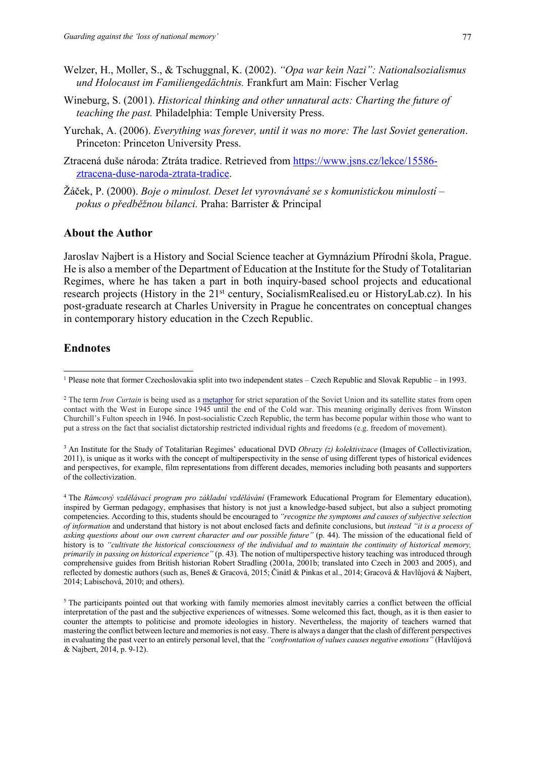Welzer, H., Moller, S., & Tschuggnal, K. (2002). *"Opa war kein Nazi": Nationalsozialismus und Holocaust im Familiengedächtnis.* Frankfurt am Main: Fischer Verlag

Wineburg, S. (2001). *Historical thinking and other unnatural acts: Charting the future of teaching the past.* Philadelphia: Temple University Press.

Yurchak, A. (2006). *Everything was forever, until it was no more: The last Soviet generation*. Princeton: Princeton University Press.

Ztracená duše národa: Ztráta tradice. Retrieved from https://www.jsns.cz/lekce/15586-ztracena-duse-naroda-ztrata-tradice.

Žáček, P. (2000). *Boje o minulost. Deset let vyrovnávané se s komunistickou minulostí – pokus o předběžnou bilanci.* Praha: Barrister & Principal

## About the Author

Jaroslav Najbert is a History and Social Science teacher at Gymnázium Přírodní škola, Prague. He is also a member of the Department of Education at the Institute for the Study of Totalitarian Regimes, where he has taken a part in both inquiry-based school projects and educational research projects (History in the 21st century, SocialismRealised.eu or HistoryLab.cz). In his post-graduate research at Charles University in Prague he concentrates on conceptual changes in contemporary history education in the Czech Republic.

## Endnotes

[1] Please note that former Czechoslovakia split into two independent states – Czech Republic and Slovak Republic – in 1993.

[2] The term *Iron Curtain* is being used as a metaphor for strict separation of the Soviet Union and its satellite states from open contact with the West in Europe since 1945 until the end of the Cold war. This meaning originally derives from Winston Churchill's Fulton speech in 1946. In post-socialistic Czech Republic, the term has become popular within those who want to put a stress on the fact that socialist dictatorship restricted individual rights and freedoms (e.g. freedom of movement).

[3] An Institute for the Study of Totalitarian Regimes' educational DVD *Obrazy (z) kolektivizace* (Images of Collectivization, 2011), is unique as it works with the concept of multiperspectivity in the sense of using different types of historical evidences and perspectives, for example, film representations from different decades, memories including both peasants and supporters of the collectivization.

[4] The *Rámcový vzdělávací program pro základní vzdělávání* (Framework Educational Program for Elementary education), inspired by German pedagogy, emphasises that history is not just a knowledge-based subject, but also a subject promoting competencies. According to this, students should be encouraged to *"recognize the symptoms and causes of subjective selection of information* and understand that history is not about enclosed facts and definite conclusions, but *instead "it is a process of asking questions about our own current character and our possible future"* (p. 44). The mission of the educational field of history is to *"cultivate the historical consciousness of the individual and to maintain the continuity of historical memory, primarily in passing on historical experience"* (p. 43). The notion of multiperspective history teaching was introduced through comprehensive guides from British historian Robert Stradling (2001a, 2001b; translated into Czech in 2003 and 2005), and reflected by domestic authors (such as, Beneš & Gracová, 2015; Činátl & Pinkas et al., 2014; Gracová & Havlůjová & Najbert, 2014; Labischová, 2010; and others).

[5] The participants pointed out that working with family memories almost inevitably carries a conflict between the official interpretation of the past and the subjective experiences of witnesses. Some welcomed this fact, though, as it is then easier to counter the attempts to politicise and promote ideologies in history. Nevertheless, the majority of teachers warned that mastering the conflict between lecture and memories is not easy. There is always a danger that the clash of different perspectives in evaluating the past veer to an entirely personal level, that the *"confrontation of values causes negative emotions"* (Havlůjová & Najbert, 2014, p. 9-12).